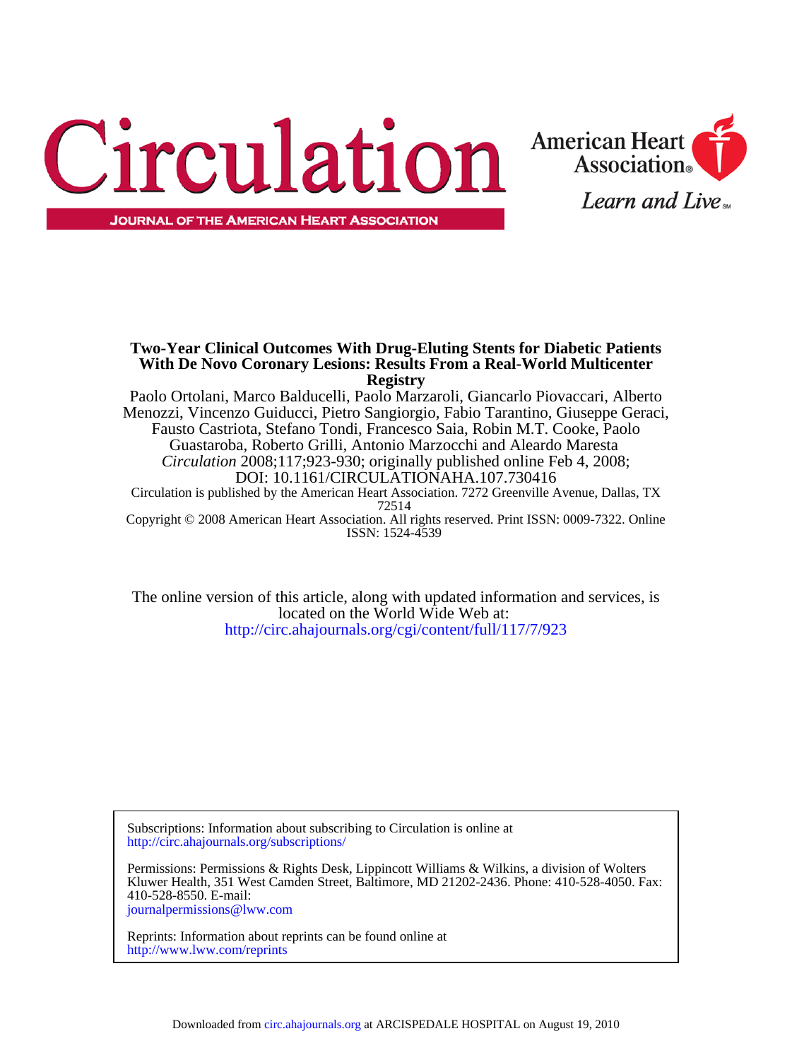# Circulation

JOURNAL OF THE AMERICAN HEART ASSOCIATION

American Heart Association

Learn and Live

**Two-Year Clinical Outcomes With Drug-Eluting Stents for Diabetic Patients With De Novo Coronary Lesions: Results From a Real-World Multicenter Registry**

Paolo Ortolani, Marco Balducelli, Paolo Marzaroli, Giancarlo Piovaccari, Alberto Menozzi, Vincenzo Guiducci, Pietro Sangiorgio, Fabio Tarantino, Giuseppe Geraci, Fausto Castriota, Stefano Tondi, Francesco Saia, Robin M.T. Cooke, Paolo Guastaroba, Roberto Grilli, Antonio Marzocchi and Aleardo Maresta

*Circulation* 2008;117;923-930; originally published online Feb 4, 2008;

DOI: 10.1161/CIRCULATIONAHA.107.730416

Circulation is published by the American Heart Association. 7272 Greenville Avenue, Dallas, TX 72514

Copyright © 2008 American Heart Association. All rights reserved. Print ISSN: 0009-7322. Online ISSN: 1524-4539

The online version of this article, along with updated information and services, is located on the World Wide Web at:

http://circ.ahajournals.org/cgi/content/full/117/7/923

Subscriptions: Information about subscribing to Circulation is online at
http://circ.ahajournals.org/subscriptions/

Permissions: Permissions & Rights Desk, Lippincott Williams & Wilkins, a division of Wolters Kluwer Health, 351 West Camden Street, Baltimore, MD 21202-2436. Phone: 410-528-4050. Fax: 410-528-8550. E-mail:
journalpermissions@lww.com

Reprints: Information about reprints can be found online at
http://www.lww.com/reprints

Downloaded from circ.ahajournals.org at ARCISPEDALE HOSPITAL on August 19, 2010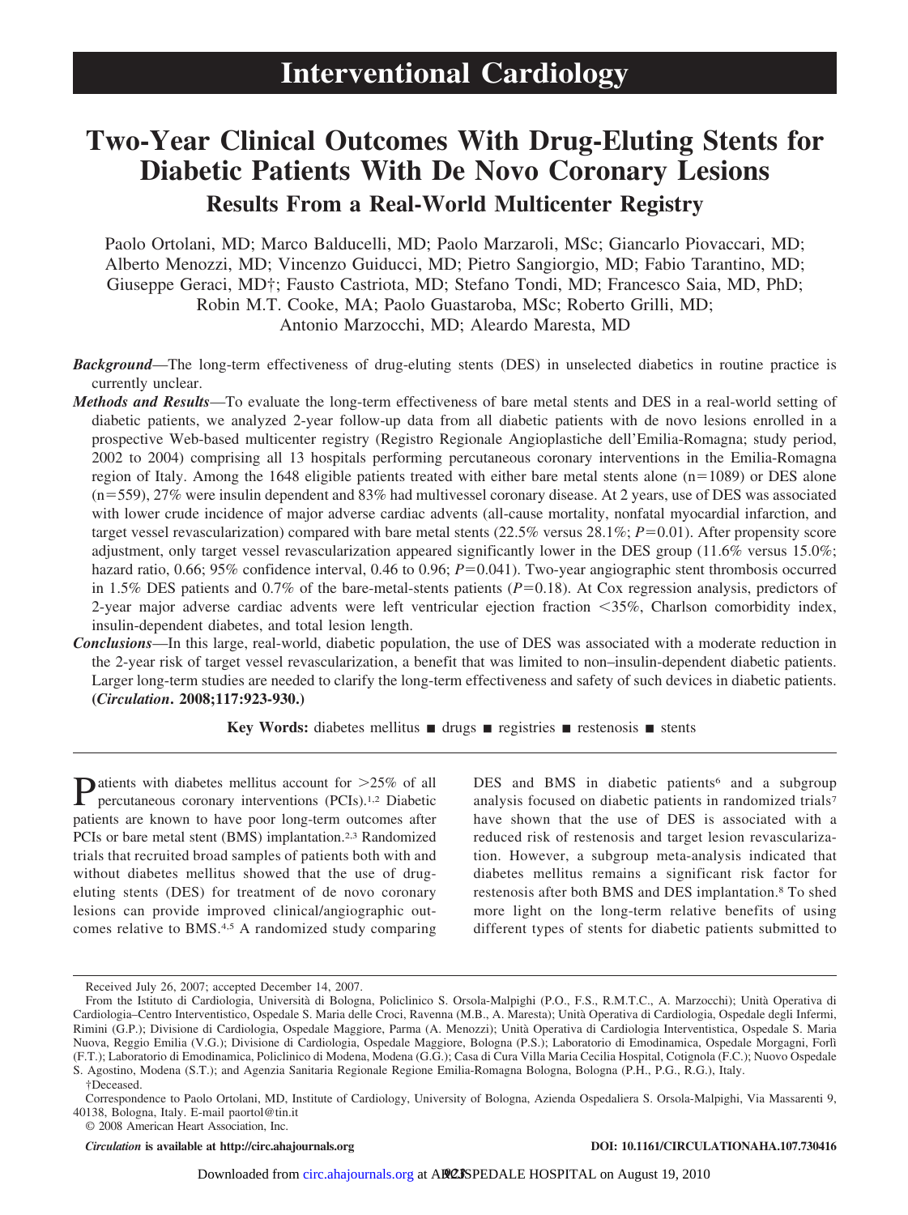# Interventional Cardiology

# Two-Year Clinical Outcomes With Drug-Eluting Stents for Diabetic Patients With De Novo Coronary Lesions

## Results From a Real-World Multicenter Registry

Paolo Ortolani, MD; Marco Balducelli, MD; Paolo Marzaroli, MSc; Giancarlo Piovaccari, MD; Alberto Menozzi, MD; Vincenzo Guiducci, MD; Pietro Sangiorgio, MD; Fabio Tarantino, MD; Giuseppe Geraci, MD†; Fausto Castriota, MD; Stefano Tondi, MD; Francesco Saia, MD, PhD; Robin M.T. Cooke, MA; Paolo Guastaroba, MSc; Roberto Grilli, MD; Antonio Marzocchi, MD; Aleardo Maresta, MD

***Background***—The long-term effectiveness of drug-eluting stents (DES) in unselected diabetics in routine practice is currently unclear.

***Methods and Results***—To evaluate the long-term effectiveness of bare metal stents and DES in a real-world setting of diabetic patients, we analyzed 2-year follow-up data from all diabetic patients with de novo lesions enrolled in a prospective Web-based multicenter registry (Registro Regionale Angioplastiche dell'Emilia-Romagna; study period, 2002 to 2004) comprising all 13 hospitals performing percutaneous coronary interventions in the Emilia-Romagna region of Italy. Among the 1648 eligible patients treated with either bare metal stents alone (n=1089) or DES alone (n=559), 27% were insulin dependent and 83% had multivessel coronary disease. At 2 years, use of DES was associated with lower crude incidence of major adverse cardiac advents (all-cause mortality, nonfatal myocardial infarction, and target vessel revascularization) compared with bare metal stents (22.5% versus 28.1%; *P*=0.01). After propensity score adjustment, only target vessel revascularization appeared significantly lower in the DES group (11.6% versus 15.0%; hazard ratio, 0.66; 95% confidence interval, 0.46 to 0.96; *P*=0.041). Two-year angiographic stent thrombosis occurred in 1.5% DES patients and 0.7% of the bare-metal-stents patients (*P*=0.18). At Cox regression analysis, predictors of 2-year major adverse cardiac advents were left ventricular ejection fraction <35%, Charlson comorbidity index, insulin-dependent diabetes, and total lesion length.

***Conclusions***—In this large, real-world, diabetic population, the use of DES was associated with a moderate reduction in the 2-year risk of target vessel revascularization, a benefit that was limited to non–insulin-dependent diabetic patients. Larger long-term studies are needed to clarify the long-term effectiveness and safety of such devices in diabetic patients. **(*Circulation*. 2008;117:923-930.)**

**Key Words:** diabetes mellitus ■ drugs ■ registries ■ restenosis ■ stents

Patients with diabetes mellitus account for >25% of all percutaneous coronary interventions (PCIs).[1,2] Diabetic patients are known to have poor long-term outcomes after PCIs or bare metal stent (BMS) implantation.[2,3] Randomized trials that recruited broad samples of patients both with and without diabetes mellitus showed that the use of drug-eluting stents (DES) for treatment of de novo coronary lesions can provide improved clinical/angiographic outcomes relative to BMS.[4,5] A randomized study comparing DES and BMS in diabetic patients[6] and a subgroup analysis focused on diabetic patients in randomized trials[7] have shown that the use of DES is associated with a reduced risk of restenosis and target lesion revascularization. However, a subgroup meta-analysis indicated that diabetes mellitus remains a significant risk factor for restenosis after both BMS and DES implantation.[8] To shed more light on the long-term relative benefits of using different types of stents for diabetic patients submitted to

---

Received July 26, 2007; accepted December 14, 2007.

From the Istituto di Cardiologia, Università di Bologna, Policlinico S. Orsola-Malpighi (P.O., F.S., R.M.T.C., A. Marzocchi); Unità Operativa di Cardiologia–Centro Interventistico, Ospedale S. Maria delle Croci, Ravenna (M.B., A. Maresta); Unità Operativa di Cardiologia, Ospedale degli Infermi, Rimini (G.P.); Divisione di Cardiologia, Ospedale Maggiore, Parma (A. Menozzi); Unità Operativa di Cardiologia Interventistica, Ospedale S. Maria Nuova, Reggio Emilia (V.G.); Divisione di Cardiologia, Ospedale Maggiore, Bologna (P.S.); Laboratorio di Emodinamica, Ospedale Morgagni, Forlì (F.T.); Laboratorio di Emodinamica, Policlinico di Modena, Modena (G.G.); Casa di Cura Villa Maria Cecilia Hospital, Cotignola (F.C.); Nuovo Ospedale S. Agostino, Modena (S.T.); and Agenzia Sanitaria Regionale Regione Emilia-Romagna Bologna, Bologna (P.H., P.G., R.G.), Italy.

†Deceased.

Correspondence to Paolo Ortolani, MD, Institute of Cardiology, University of Bologna, Azienda Ospedaliera S. Orsola-Malpighi, Via Massarenti 9, 40138, Bologna, Italy. E-mail paortol@tin.it

© 2008 American Heart Association, Inc.

*Circulation* is available at http://circ.ahajournals.org DOI: 10.1161/CIRCULATIONAHA.107.730416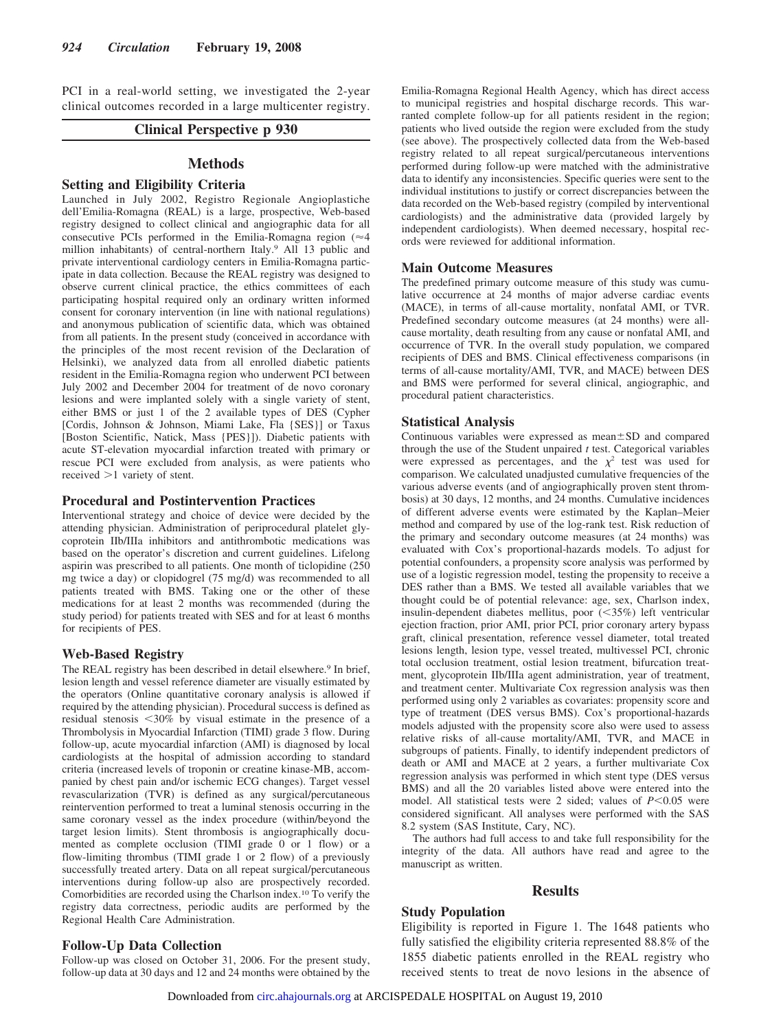PCI in a real-world setting, we investigated the 2-year clinical outcomes recorded in a large multicenter registry.

**Clinical Perspective p 930**

## Methods

### Setting and Eligibility Criteria

Launched in July 2002, Registro Regionale Angioplastiche dell'Emilia-Romagna (REAL) is a large, prospective, Web-based registry designed to collect clinical and angiographic data for all consecutive PCIs performed in the Emilia-Romagna region (≈4 million inhabitants) of central-northern Italy.[9] All 13 public and private interventional cardiology centers in Emilia-Romagna participate in data collection. Because the REAL registry was designed to observe current clinical practice, the ethics committees of each participating hospital required only an ordinary written informed consent for coronary intervention (in line with national regulations) and anonymous publication of scientific data, which was obtained from all patients. In the present study (conceived in accordance with the principles of the most recent revision of the Declaration of Helsinki), we analyzed data from all enrolled diabetic patients resident in the Emilia-Romagna region who underwent PCI between July 2002 and December 2004 for treatment of de novo coronary lesions and were implanted solely with a single variety of stent, either BMS or just 1 of the 2 available types of DES (Cypher [Cordis, Johnson & Johnson, Miami Lake, Fla {SES}] or Taxus [Boston Scientific, Natick, Mass {PES}]). Diabetic patients with acute ST-elevation myocardial infarction treated with primary or rescue PCI were excluded from analysis, as were patients who received >1 variety of stent.

### Procedural and Postintervention Practices

Interventional strategy and choice of device were decided by the attending physician. Administration of periprocedural platelet glycoprotein IIb/IIIa inhibitors and antithrombotic medications was based on the operator's discretion and current guidelines. Lifelong aspirin was prescribed to all patients. One month of ticlopidine (250 mg twice a day) or clopidogrel (75 mg/d) was recommended to all patients treated with BMS. Taking one or the other of these medications for at least 2 months was recommended (during the study period) for patients treated with SES and for at least 6 months for recipients of PES.

### Web-Based Registry

The REAL registry has been described in detail elsewhere.[9] In brief, lesion length and vessel reference diameter are visually estimated by the operators (Online quantitative coronary analysis is allowed if required by the attending physician). Procedural success is defined as residual stenosis <30% by visual estimate in the presence of a Thrombolysis in Myocardial Infarction (TIMI) grade 3 flow. During follow-up, acute myocardial infarction (AMI) is diagnosed by local cardiologists at the hospital of admission according to standard criteria (increased levels of troponin or creatine kinase-MB, accompanied by chest pain and/or ischemic ECG changes). Target vessel revascularization (TVR) is defined as any surgical/percutaneous reintervention performed to treat a luminal stenosis occurring in the same coronary vessel as the index procedure (within/beyond the target lesion limits). Stent thrombosis is angiographically documented as complete occlusion (TIMI grade 0 or 1 flow) or a flow-limiting thrombus (TIMI grade 1 or 2 flow) of a previously successfully treated artery. Data on all repeat surgical/percutaneous interventions during follow-up also are prospectively recorded. Comorbidities are recorded using the Charlson index.[10] To verify the registry data correctness, periodic audits are performed by the Regional Health Care Administration.

### Follow-Up Data Collection

Follow-up was closed on October 31, 2006. For the present study, follow-up data at 30 days and 12 and 24 months were obtained by the Emilia-Romagna Regional Health Agency, which has direct access to municipal registries and hospital discharge records. This warranted complete follow-up for all patients resident in the region; patients who lived outside the region were excluded from the study (see above). The prospectively collected data from the Web-based registry related to all repeat surgical/percutaneous interventions performed during follow-up were matched with the administrative data to identify any inconsistencies. Specific queries were sent to the individual institutions to justify or correct discrepancies between the data recorded on the Web-based registry (compiled by interventional cardiologists) and the administrative data (provided largely by independent cardiologists). When deemed necessary, hospital records were reviewed for additional information.

### Main Outcome Measures

The predefined primary outcome measure of this study was cumulative occurrence at 24 months of major adverse cardiac events (MACE), in terms of all-cause mortality, nonfatal AMI, or TVR. Predefined secondary outcome measures (at 24 months) were all-cause mortality, death resulting from any cause or nonfatal AMI, and occurrence of TVR. In the overall study population, we compared recipients of DES and BMS. Clinical effectiveness comparisons (in terms of all-cause mortality/AMI, TVR, and MACE) between DES and BMS were performed for several clinical, angiographic, and procedural patient characteristics.

### Statistical Analysis

Continuous variables were expressed as mean±SD and compared through the use of the Student unpaired *t* test. Categorical variables were expressed as percentages, and the $\chi^2$ test was used for comparison. We calculated unadjusted cumulative frequencies of the various adverse events (and of angiographically proven stent thrombosis) at 30 days, 12 months, and 24 months. Cumulative incidences of different adverse events were estimated by the Kaplan–Meier method and compared by use of the log-rank test. Risk reduction of the primary and secondary outcome measures (at 24 months) was evaluated with Cox's proportional-hazards models. To adjust for potential confounders, a propensity score analysis was performed by use of a logistic regression model, testing the propensity to receive a DES rather than a BMS. We tested all available variables that we thought could be of potential relevance: age, sex, Charlson index, insulin-dependent diabetes mellitus, poor (<35%) left ventricular ejection fraction, prior AMI, prior PCI, prior coronary artery bypass graft, clinical presentation, reference vessel diameter, total treated lesions length, lesion type, vessel treated, multivessel PCI, chronic total occlusion treatment, ostial lesion treatment, bifurcation treatment, glycoprotein IIb/IIIa agent administration, year of treatment, and treatment center. Multivariate Cox regression analysis was then performed using only 2 variables as covariates: propensity score and type of treatment (DES versus BMS). Cox's proportional-hazards models adjusted with the propensity score also were used to assess relative risks of all-cause mortality/AMI, TVR, and MACE in subgroups of patients. Finally, to identify independent predictors of death or AMI and MACE at 2 years, a further multivariate Cox regression analysis was performed in which stent type (DES versus BMS) and all the 20 variables listed above were entered into the model. All statistical tests were 2 sided; values of $P<0.05$ were considered significant. All analyses were performed with the SAS 8.2 system (SAS Institute, Cary, NC).

The authors had full access to and take full responsibility for the integrity of the data. All authors have read and agree to the manuscript as written.

## Results

### Study Population

Eligibility is reported in Figure 1. The 1648 patients who fully satisfied the eligibility criteria represented 88.8% of the 1855 diabetic patients enrolled in the REAL registry who received stents to treat de novo lesions in the absence of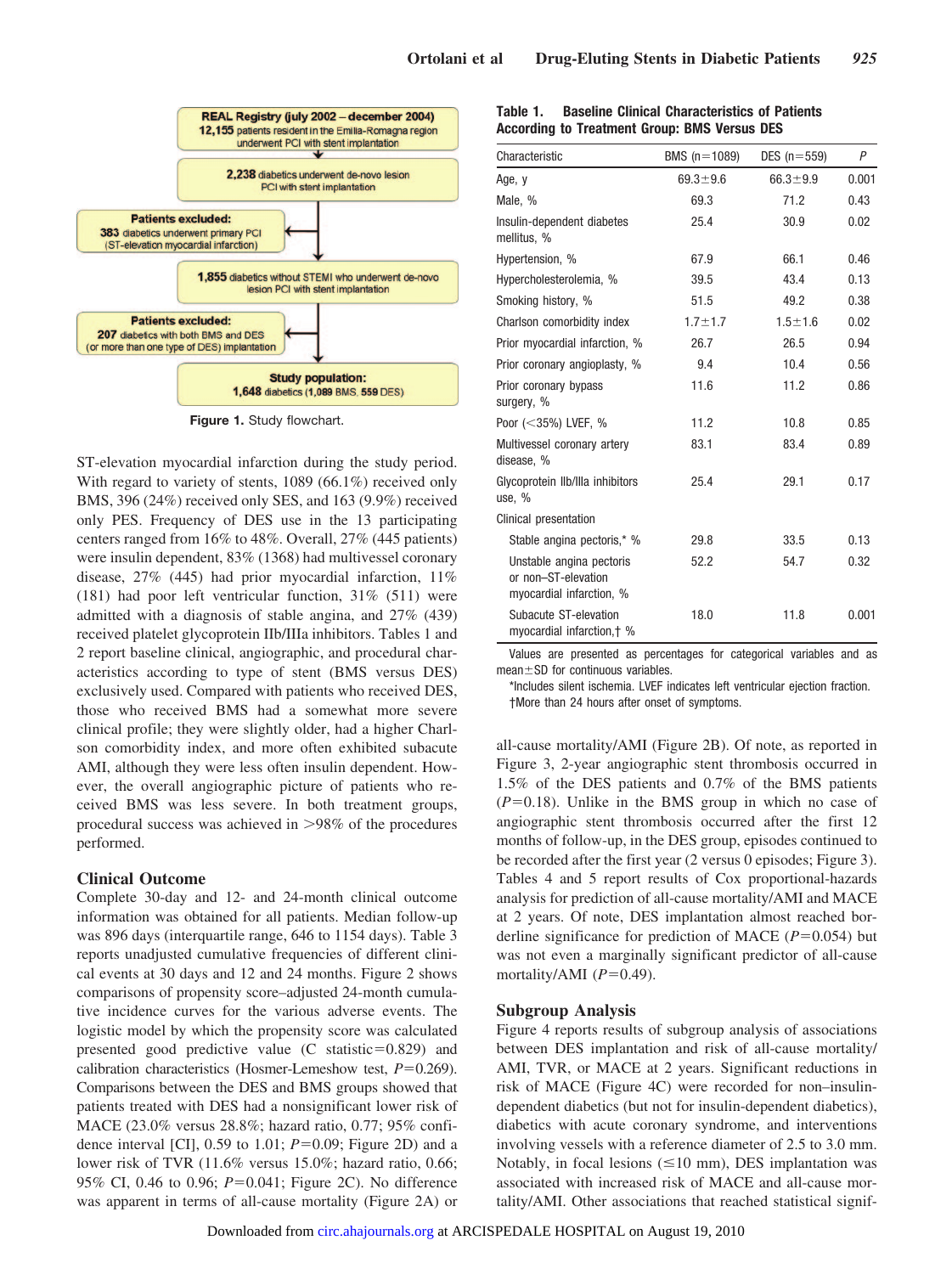REAL Registry (july 2002 – december 2004)
**12,155** patients resident in the Emilia-Romagna region underwent PCI with stent implantation

**2,238** diabetics underwent de-novo lesion PCI with stent implantation

**Patients excluded:**
**383** diabetics underwent primary PCI (ST-elevation myocardial infarction)

**1,855** diabetics without STEMI who underwent de-novo lesion PCI with stent implantation

**Patients excluded:**
**207** diabetics with both BMS and DES (or more than one type of DES) implantation

**Study population:**
**1,648** diabetics (1,089 BMS, 559 DES)

**Figure 1.** Study flowchart.

ST-elevation myocardial infarction during the study period. With regard to variety of stents, 1089 (66.1%) received only BMS, 396 (24%) received only SES, and 163 (9.9%) received only PES. Frequency of DES use in the 13 participating centers ranged from 16% to 48%. Overall, 27% (445 patients) were insulin dependent, 83% (1368) had multivessel coronary disease, 27% (445) had prior myocardial infarction, 11% (181) had poor left ventricular function, 31% (511) were admitted with a diagnosis of stable angina, and 27% (439) received platelet glycoprotein IIb/IIIa inhibitors. Tables 1 and 2 report baseline clinical, angiographic, and procedural characteristics according to type of stent (BMS versus DES) exclusively used. Compared with patients who received DES, those who received BMS had a somewhat more severe clinical profile; they were slightly older, had a higher Charlson comorbidity index, and more often exhibited subacute AMI, although they were less often insulin dependent. However, the overall angiographic picture of patients who received BMS was less severe. In both treatment groups, procedural success was achieved in >98% of the procedures performed.

## Clinical Outcome

Complete 30-day and 12- and 24-month clinical outcome information was obtained for all patients. Median follow-up was 896 days (interquartile range, 646 to 1154 days). Table 3 reports unadjusted cumulative frequencies of different clinical events at 30 days and 12 and 24 months. Figure 2 shows comparisons of propensity score–adjusted 24-month cumulative incidence curves for the various adverse events. The logistic model by which the propensity score was calculated presented good predictive value (C statistic=0.829) and calibration characteristics (Hosmer-Lemeshow test, $P$=0.269). Comparisons between the DES and BMS groups showed that patients treated with DES had a nonsignificant lower risk of MACE (23.0% versus 28.8%; hazard ratio, 0.77; 95% confidence interval [CI], 0.59 to 1.01; $P$=0.09; Figure 2D) and a lower risk of TVR (11.6% versus 15.0%; hazard ratio, 0.66; 95% CI, 0.46 to 0.96; $P$=0.041; Figure 2C). No difference was apparent in terms of all-cause mortality (Figure 2A) or

**Table 1. Baseline Clinical Characteristics of Patients According to Treatment Group: BMS Versus DES**

| Characteristic | BMS (n=1089) | DES (n=559) | P |
|---|---|---|---|
| Age, y | 69.3±9.6 | 66.3±9.9 | 0.001 |
| Male, % | 69.3 | 71.2 | 0.43 |
| Insulin-dependent diabetes mellitus, % | 25.4 | 30.9 | 0.02 |
| Hypertension, % | 67.9 | 66.1 | 0.46 |
| Hypercholesterolemia, % | 39.5 | 43.4 | 0.13 |
| Smoking history, % | 51.5 | 49.2 | 0.38 |
| Charlson comorbidity index | 1.7±1.7 | 1.5±1.6 | 0.02 |
| Prior myocardial infarction, % | 26.7 | 26.5 | 0.94 |
| Prior coronary angioplasty, % | 9.4 | 10.4 | 0.56 |
| Prior coronary bypass surgery, % | 11.6 | 11.2 | 0.86 |
| Poor (<35%) LVEF, % | 11.2 | 10.8 | 0.85 |
| Multivessel coronary artery disease, % | 83.1 | 83.4 | 0.89 |
| Glycoprotein IIb/IIIa inhibitors use, % | 25.4 | 29.1 | 0.17 |
| Clinical presentation | | | |
| Stable angina pectoris,* % | 29.8 | 33.5 | 0.13 |
| Unstable angina pectoris or non–ST-elevation myocardial infarction, % | 52.2 | 54.7 | 0.32 |
| Subacute ST-elevation myocardial infarction,† % | 18.0 | 11.8 | 0.001 |

Values are presented as percentages for categorical variables and as mean±SD for continuous variables.
*Includes silent ischemia. LVEF indicates left ventricular ejection fraction.
†More than 24 hours after onset of symptoms.

all-cause mortality/AMI (Figure 2B). Of note, as reported in Figure 3, 2-year angiographic stent thrombosis occurred in 1.5% of the DES patients and 0.7% of the BMS patients ($P$=0.18). Unlike in the BMS group in which no case of angiographic stent thrombosis occurred after the first 12 months of follow-up, in the DES group, episodes continued to be recorded after the first year (2 versus 0 episodes; Figure 3). Tables 4 and 5 report results of Cox proportional-hazards analysis for prediction of all-cause mortality/AMI and MACE at 2 years. Of note, DES implantation almost reached borderline significance for prediction of MACE ($P$=0.054) but was not even a marginally significant predictor of all-cause mortality/AMI ($P$=0.49).

## Subgroup Analysis

Figure 4 reports results of subgroup analysis of associations between DES implantation and risk of all-cause mortality/AMI, TVR, or MACE at 2 years. Significant reductions in risk of MACE (Figure 4C) were recorded for non–insulin-dependent diabetics (but not for insulin-dependent diabetics), diabetics with acute coronary syndrome, and interventions involving vessels with a reference diameter of 2.5 to 3.0 mm. Notably, in focal lesions (≤10 mm), DES implantation was associated with increased risk of MACE and all-cause mortality/AMI. Other associations that reached statistical signif-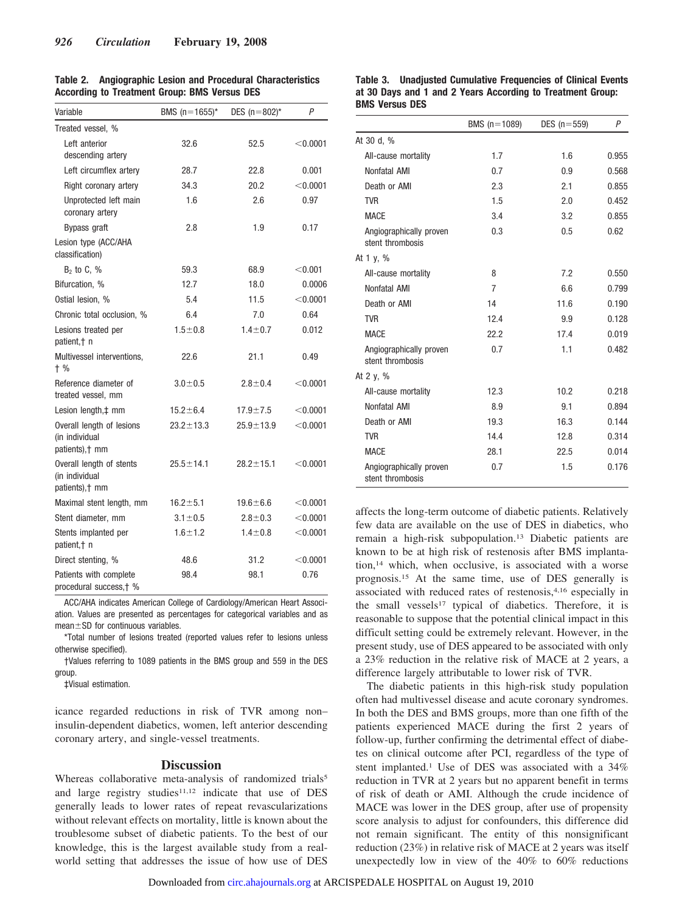**Table 2. Angiographic Lesion and Procedural Characteristics According to Treatment Group: BMS Versus DES**

| Variable | BMS (n=1655)* | DES (n=802)* | P |
|---|---|---|---|
| Treated vessel, % | | | |
| Left anterior descending artery | 32.6 | 52.5 | <0.0001 |
| Left circumflex artery | 28.7 | 22.8 | 0.001 |
| Right coronary artery | 34.3 | 20.2 | <0.0001 |
| Unprotected left main coronary artery | 1.6 | 2.6 | 0.97 |
| Bypass graft | 2.8 | 1.9 | 0.17 |
| Lesion type (ACC/AHA classification) | | | |
| $B_2$ to C, % | 59.3 | 68.9 | <0.001 |
| Bifurcation, % | 12.7 | 18.0 | 0.0006 |
| Ostial lesion, % | 5.4 | 11.5 | <0.0001 |
| Chronic total occlusion, % | 6.4 | 7.0 | 0.64 |
| Lesions treated per patient,† n | 1.5±0.8 | 1.4±0.7 | 0.012 |
| Multivessel interventions, † % | 22.6 | 21.1 | 0.49 |
| Reference diameter of treated vessel, mm | 3.0±0.5 | 2.8±0.4 | <0.0001 |
| Lesion length,‡ mm | 15.2±6.4 | 17.9±7.5 | <0.0001 |
| Overall length of lesions (in individual patients),† mm | 23.2±13.3 | 25.9±13.9 | <0.0001 |
| Overall length of stents (in individual patients),† mm | 25.5±14.1 | 28.2±15.1 | <0.0001 |
| Maximal stent length, mm | 16.2±5.1 | 19.6±6.6 | <0.0001 |
| Stent diameter, mm | 3.1±0.5 | 2.8±0.3 | <0.0001 |
| Stents implanted per patient,† n | 1.6±1.2 | 1.4±0.8 | <0.0001 |
| Direct stenting, % | 48.6 | 31.2 | <0.0001 |
| Patients with complete procedural success,† % | 98.4 | 98.1 | 0.76 |

ACC/AHA indicates American College of Cardiology/American Heart Association. Values are presented as percentages for categorical variables and as mean±SD for continuous variables.

*Total number of lesions treated (reported values refer to lesions unless otherwise specified).

†Values referring to 1089 patients in the BMS group and 559 in the DES group.

‡Visual estimation.

icance regarded reductions in risk of TVR among non–insulin-dependent diabetics, women, left anterior descending coronary artery, and single-vessel treatments.

## Discussion

Whereas collaborative meta-analysis of randomized trials[5] and large registry studies[11,12] indicate that use of DES generally leads to lower rates of repeat revascularizations without relevant effects on mortality, little is known about the troublesome subset of diabetic patients. To the best of our knowledge, this is the largest available study from a real-world setting that addresses the issue of how use of DES affects the long-term outcome of diabetic patients. Relatively few data are available on the use of DES in diabetics, who remain a high-risk subpopulation.[13] Diabetic patients are known to be at high risk of restenosis after BMS implantation,[14] which, when occlusive, is associated with a worse prognosis.[15] At the same time, use of DES generally is associated with reduced rates of restenosis,[4,16] especially in the small vessels[17] typical of diabetics. Therefore, it is reasonable to suppose that the potential clinical impact in this difficult setting could be extremely relevant. However, in the present study, use of DES appeared to be associated with only a 23% reduction in the relative risk of MACE at 2 years, a difference largely attributable to lower risk of TVR.

**Table 3. Unadjusted Cumulative Frequencies of Clinical Events at 30 Days and 1 and 2 Years According to Treatment Group: BMS Versus DES**

| | BMS (n=1089) | DES (n=559) | P |
|---|---|---|---|
| At 30 d, % | | | |
| All-cause mortality | 1.7 | 1.6 | 0.955 |
| Nonfatal AMI | 0.7 | 0.9 | 0.568 |
| Death or AMI | 2.3 | 2.1 | 0.855 |
| TVR | 1.5 | 2.0 | 0.452 |
| MACE | 3.4 | 3.2 | 0.855 |
| Angiographically proven stent thrombosis | 0.3 | 0.5 | 0.62 |
| At 1 y, % | | | |
| All-cause mortality | 8 | 7.2 | 0.550 |
| Nonfatal AMI | 7 | 6.6 | 0.799 |
| Death or AMI | 14 | 11.6 | 0.190 |
| TVR | 12.4 | 9.9 | 0.128 |
| MACE | 22.2 | 17.4 | 0.019 |
| Angiographically proven stent thrombosis | 0.7 | 1.1 | 0.482 |
| At 2 y, % | | | |
| All-cause mortality | 12.3 | 10.2 | 0.218 |
| Nonfatal AMI | 8.9 | 9.1 | 0.894 |
| Death or AMI | 19.3 | 16.3 | 0.144 |
| TVR | 14.4 | 12.8 | 0.314 |
| MACE | 28.1 | 22.5 | 0.014 |
| Angiographically proven stent thrombosis | 0.7 | 1.5 | 0.176 |

The diabetic patients in this high-risk study population often had multivessel disease and acute coronary syndromes. In both the DES and BMS groups, more than one fifth of the patients experienced MACE during the first 2 years of follow-up, further confirming the detrimental effect of diabetes on clinical outcome after PCI, regardless of the type of stent implanted.[1] Use of DES was associated with a 34% reduction in TVR at 2 years but no apparent benefit in terms of risk of death or AMI. Although the crude incidence of MACE was lower in the DES group, after use of propensity score analysis to adjust for confounders, this difference did not remain significant. The entity of this nonsignificant reduction (23%) in relative risk of MACE at 2 years was itself unexpectedly low in view of the 40% to 60% reductions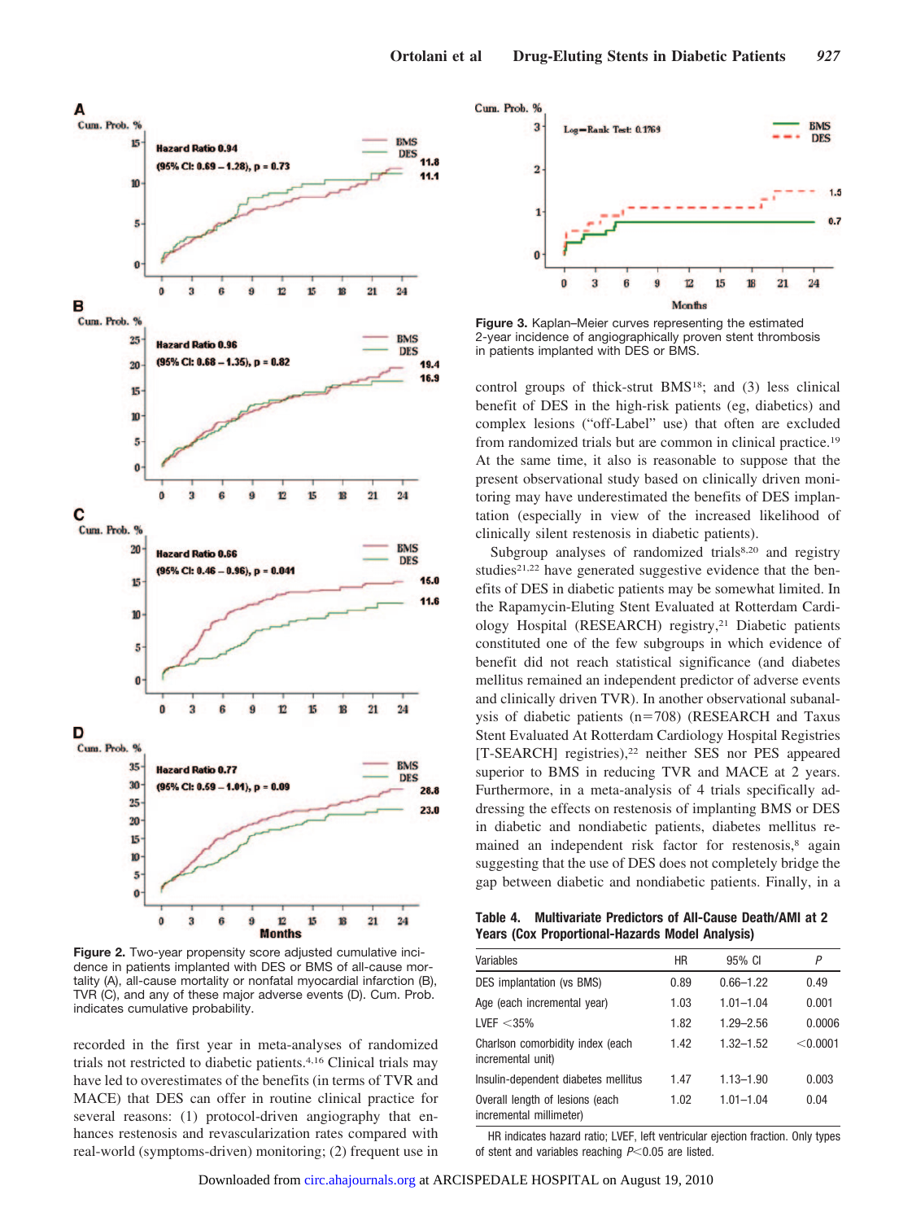Figure 2. Two-year propensity score adjusted cumulative incidence in patients implanted with DES or BMS of all-cause mortality (A), all-cause mortality or nonfatal myocardial infarction (B), TVR (C), and any of these major adverse events (D). Cum. Prob. indicates cumulative probability.

recorded in the first year in meta-analyses of randomized trials not restricted to diabetic patients.[4,16] Clinical trials may have led to overestimates of the benefits (in terms of TVR and MACE) that DES can offer in routine clinical practice for several reasons: (1) protocol-driven angiography that enhances restenosis and revascularization rates compared with real-world (symptoms-driven) monitoring; (2) frequent use in control groups of thick-strut BMS[18]; and (3) less clinical benefit of DES in the high-risk patients (eg, diabetics) and complex lesions ("off-Label" use) that often are excluded from randomized trials but are common in clinical practice.[19] At the same time, it also is reasonable to suppose that the present observational study based on clinically driven monitoring may have underestimated the benefits of DES implantation (especially in view of the increased likelihood of clinically silent restenosis in diabetic patients).

Subgroup analyses of randomized trials[8,20] and registry studies[21,22] have generated suggestive evidence that the benefits of DES in diabetic patients may be somewhat limited. In the Rapamycin-Eluting Stent Evaluated at Rotterdam Cardiology Hospital (RESEARCH) registry,[21] Diabetic patients constituted one of the few subgroups in which evidence of benefit did not reach statistical significance (and diabetes mellitus remained an independent predictor of adverse events and clinically driven TVR). In another observational subanalysis of diabetic patients (n=708) (RESEARCH and Taxus Stent Evaluated At Rotterdam Cardiology Hospital Registries [T-SEARCH] registries),[22] neither SES nor PES appeared superior to BMS in reducing TVR and MACE at 2 years. Furthermore, in a meta-analysis of 4 trials specifically addressing the effects on restenosis of implanting BMS or DES in diabetic and nondiabetic patients, diabetes mellitus remained an independent risk factor for restenosis,[8] again suggesting that the use of DES does not completely bridge the gap between diabetic and nondiabetic patients. Finally, in a

Figure 3. Kaplan–Meier curves representing the estimated 2-year incidence of angiographically proven stent thrombosis in patients implanted with DES or BMS.

**Table 4. Multivariate Predictors of All-Cause Death/AMI at 2 Years (Cox Proportional-Hazards Model Analysis)**

| Variables | HR | 95% CI | P |
|---|---|---|---|
| DES implantation (vs BMS) | 0.89 | 0.66–1.22 | 0.49 |
| Age (each incremental year) | 1.03 | 1.01–1.04 | 0.001 |
| LVEF <35% | 1.82 | 1.29–2.56 | 0.0006 |
| Charlson comorbidity index (each incremental unit) | 1.42 | 1.32–1.52 | <0.0001 |
| Insulin-dependent diabetes mellitus | 1.47 | 1.13–1.90 | 0.003 |
| Overall length of lesions (each incremental millimeter) | 1.02 | 1.01–1.04 | 0.04 |

HR indicates hazard ratio; LVEF, left ventricular ejection fraction. Only types of stent and variables reaching $P<0.05$ are listed.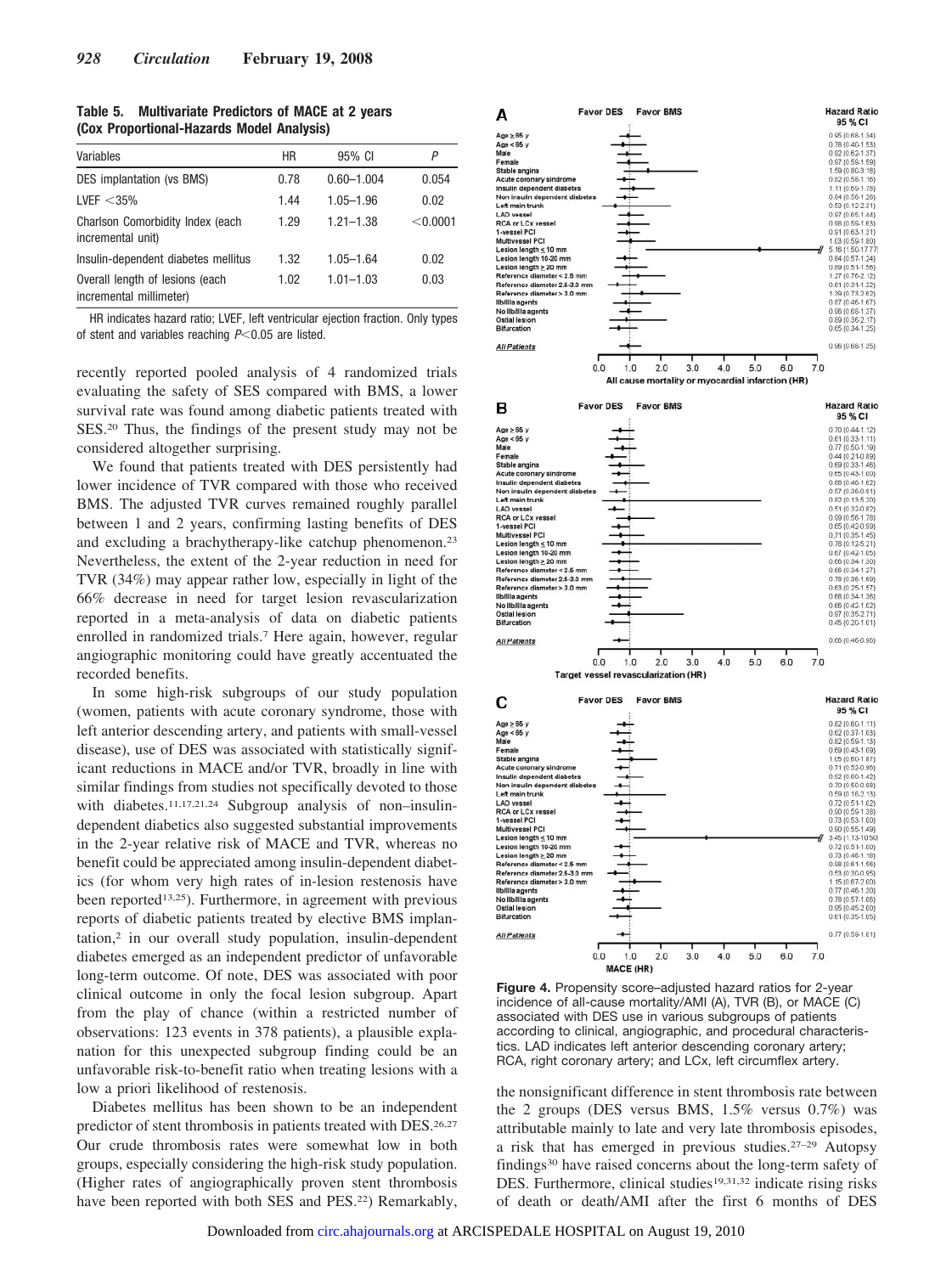**Table 5. Multivariate Predictors of MACE at 2 years (Cox Proportional-Hazards Model Analysis)**

| Variables | HR | 95% CI | $P$ |
|---|---|---|---|
| DES implantation (vs BMS) | 0.78 | 0.60–1.004 | 0.054 |
| LVEF <35% | 1.44 | 1.05–1.96 | 0.02 |
| Charlson Comorbidity Index (each incremental unit) | 1.29 | 1.21–1.38 | <0.0001 |
| Insulin-dependent diabetes mellitus | 1.32 | 1.05–1.64 | 0.02 |
| Overall length of lesions (each incremental millimeter) | 1.02 | 1.01–1.03 | 0.03 |

HR indicates hazard ratio; LVEF, left ventricular ejection fraction. Only types of stent and variables reaching $P<0.05$ are listed.

recently reported pooled analysis of 4 randomized trials evaluating the safety of SES compared with BMS, a lower survival rate was found among diabetic patients treated with SES.[20] Thus, the findings of the present study may not be considered altogether surprising.

We found that patients treated with DES persistently had lower incidence of TVR compared with those who received BMS. The adjusted TVR curves remained roughly parallel between 1 and 2 years, confirming lasting benefits of DES and excluding a brachytherapy-like catchup phenomenon.[23] Nevertheless, the extent of the 2-year reduction in need for TVR (34%) may appear rather low, especially in light of the 66% decrease in need for target lesion revascularization reported in a meta-analysis of data on diabetic patients enrolled in randomized trials.[7] Here again, however, regular angiographic monitoring could have greatly accentuated the recorded benefits.

In some high-risk subgroups of our study population (women, patients with acute coronary syndrome, those with left anterior descending artery, and patients with small-vessel disease), use of DES was associated with statistically significant reductions in MACE and/or TVR, broadly in line with similar findings from studies not specifically devoted to those with diabetes.[11,17,21,24] Subgroup analysis of non–insulin-dependent diabetics also suggested substantial improvements in the 2-year relative risk of MACE and TVR, whereas no benefit could be appreciated among insulin-dependent diabetics (for whom very high rates of in-lesion restenosis have been reported[13,25]). Furthermore, in agreement with previous reports of diabetic patients treated by elective BMS implantation,[2] in our overall study population, insulin-dependent diabetes emerged as an independent predictor of unfavorable long-term outcome. Of note, DES was associated with poor clinical outcome in only the focal lesion subgroup. Apart from the play of chance (within a restricted number of observations: 123 events in 378 patients), a plausible explanation for this unexpected subgroup finding could be an unfavorable risk-to-benefit ratio when treating lesions with a low a priori likelihood of restenosis.

Diabetes mellitus has been shown to be an independent predictor of stent thrombosis in patients treated with DES.[26,27] Our crude thrombosis rates were somewhat low in both groups, especially considering the high-risk study population. (Higher rates of angiographically proven stent thrombosis have been reported with both SES and PES.[22]) Remarkably, the nonsignificant difference in stent thrombosis rate between the 2 groups (DES versus BMS, 1.5% versus 0.7%) was attributable mainly to late and very late thrombosis episodes, a risk that has emerged in previous studies.[27–29] Autopsy findings[30] have raised concerns about the long-term safety of DES. Furthermore, clinical studies[19,31,32] indicate rising risks of death or death/AMI after the first 6 months of DES

**Figure 4.** Propensity score–adjusted hazard ratios for 2-year incidence of all-cause mortality/AMI (A), TVR (B), or MACE (C) associated with DES use in various subgroups of patients according to clinical, angiographic, and procedural characteristics. LAD indicates left anterior descending coronary artery; RCA, right coronary artery; and LCx, left circumflex artery.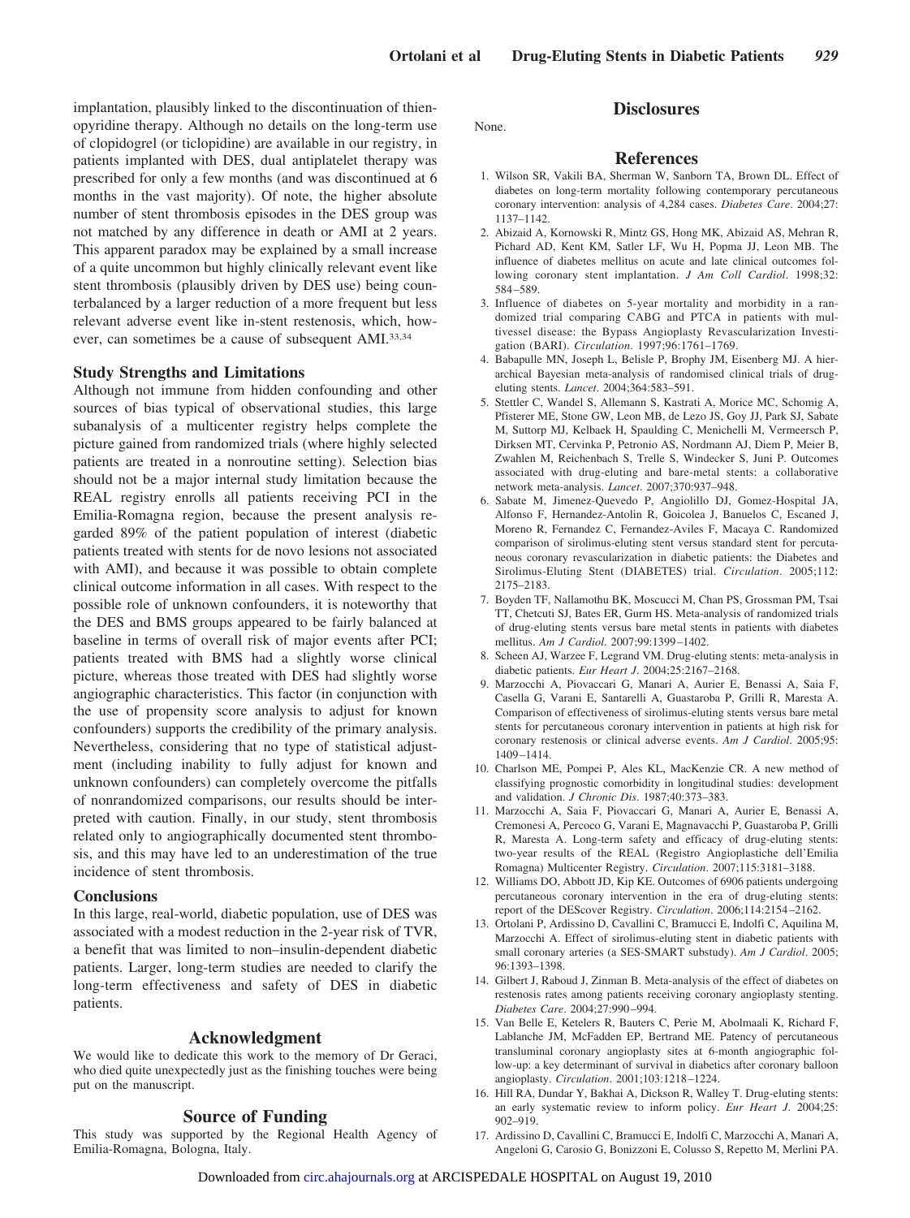implantation, plausibly linked to the discontinuation of thienopyridine therapy. Although no details on the long-term use of clopidogrel (or ticlopidine) are available in our registry, in patients implanted with DES, dual antiplatelet therapy was prescribed for only a few months (and was discontinued at 6 months in the vast majority). Of note, the higher absolute number of stent thrombosis episodes in the DES group was not matched by any difference in death or AMI at 2 years. This apparent paradox may be explained by a small increase of a quite uncommon but highly clinically relevant event like stent thrombosis (plausibly driven by DES use) being counterbalanced by a larger reduction of a more frequent but less relevant adverse event like in-stent restenosis, which, however, can sometimes be a cause of subsequent AMI.[33,34]

### Study Strengths and Limitations

Although not immune from hidden confounding and other sources of bias typical of observational studies, this large subanalysis of a multicenter registry helps complete the picture gained from randomized trials (where highly selected patients are treated in a nonroutine setting). Selection bias should not be a major internal study limitation because the REAL registry enrolls all patients receiving PCI in the Emilia-Romagna region, because the present analysis regarded 89% of the patient population of interest (diabetic patients treated with stents for de novo lesions not associated with AMI), and because it was possible to obtain complete clinical outcome information in all cases. With respect to the possible role of unknown confounders, it is noteworthy that the DES and BMS groups appeared to be fairly balanced at baseline in terms of overall risk of major events after PCI; patients treated with BMS had a slightly worse clinical picture, whereas those treated with DES had slightly worse angiographic characteristics. This factor (in conjunction with the use of propensity score analysis to adjust for known confounders) supports the credibility of the primary analysis. Nevertheless, considering that no type of statistical adjustment (including inability to fully adjust for known and unknown confounders) can completely overcome the pitfalls of nonrandomized comparisons, our results should be interpreted with caution. Finally, in our study, stent thrombosis related only to angiographically documented stent thrombosis, and this may have led to an underestimation of the true incidence of stent thrombosis.

### Conclusions

In this large, real-world, diabetic population, use of DES was associated with a modest reduction in the 2-year risk of TVR, a benefit that was limited to non–insulin-dependent diabetic patients. Larger, long-term studies are needed to clarify the long-term effectiveness and safety of DES in diabetic patients.

## Acknowledgment

We would like to dedicate this work to the memory of Dr Geraci, who died quite unexpectedly just as the finishing touches were being put on the manuscript.

## Source of Funding

This study was supported by the Regional Health Agency of Emilia-Romagna, Bologna, Italy.

## Disclosures

None.

## References

1. Wilson SR, Vakili BA, Sherman W, Sanborn TA, Brown DL. Effect of diabetes on long-term mortality following contemporary percutaneous coronary intervention: analysis of 4,284 cases. *Diabetes Care*. 2004;27:1137–1142.
2. Abizaid A, Kornowski R, Mintz GS, Hong MK, Abizaid AS, Mehran R, Pichard AD, Kent KM, Satler LF, Wu H, Popma JJ, Leon MB. The influence of diabetes mellitus on acute and late clinical outcomes following coronary stent implantation. *J Am Coll Cardiol*. 1998;32:584–589.
3. Influence of diabetes on 5-year mortality and morbidity in a randomized trial comparing CABG and PTCA in patients with multivessel disease: the Bypass Angioplasty Revascularization Investigation (BARI). *Circulation*. 1997;96:1761–1769.
4. Babapulle MN, Joseph L, Belisle P, Brophy JM, Eisenberg MJ. A hierarchical Bayesian meta-analysis of randomised clinical trials of drug-eluting stents. *Lancet*. 2004;364:583–591.
5. Stettler C, Wandel S, Allemann S, Kastrati A, Morice MC, Schomig A, Pfisterer ME, Stone GW, Leon MB, de Lezo JS, Goy JJ, Park SJ, Sabate M, Suttorp MJ, Kelbaek H, Spaulding C, Menichelli M, Vermeersch P, Dirksen MT, Cervinka P, Petronio AS, Nordmann AJ, Diem P, Meier B, Zwahlen M, Reichenbach S, Trelle S, Windecker S, Juni P. Outcomes associated with drug-eluting and bare-metal stents: a collaborative network meta-analysis. *Lancet*. 2007;370:937–948.
6. Sabate M, Jimenez-Quevedo P, Angiolillo DJ, Gomez-Hospital JA, Alfonso F, Hernandez-Antolin R, Goicolea J, Banuelos C, Escaned J, Moreno R, Fernandez C, Fernandez-Aviles F, Macaya C. Randomized comparison of sirolimus-eluting stent versus standard stent for percutaneous coronary revascularization in diabetic patients: the Diabetes and Sirolimus-Eluting Stent (DIABETES) trial. *Circulation*. 2005;112:2175–2183.
7. Boyden TF, Nallamothu BK, Moscucci M, Chan PS, Grossman PM, Tsai TT, Chetcuti SJ, Bates ER, Gurm HS. Meta-analysis of randomized trials of drug-eluting stents versus bare metal stents in patients with diabetes mellitus. *Am J Cardiol*. 2007;99:1399–1402.
8. Scheen AJ, Warzee F, Legrand VM. Drug-eluting stents: meta-analysis in diabetic patients. *Eur Heart J*. 2004;25:2167–2168.
9. Marzocchi A, Piovaccari G, Manari A, Aurier E, Benassi A, Saia F, Casella G, Varani E, Santarelli A, Guastaroba P, Grilli R, Maresta A. Comparison of effectiveness of sirolimus-eluting stents versus bare metal stents for percutaneous coronary intervention in patients at high risk for coronary restenosis or clinical adverse events. *Am J Cardiol*. 2005;95:1409–1414.
10. Charlson ME, Pompei P, Ales KL, MacKenzie CR. A new method of classifying prognostic comorbidity in longitudinal studies: development and validation. *J Chronic Dis*. 1987;40:373–383.
11. Marzocchi A, Saia F, Piovaccari G, Manari A, Aurier E, Benassi A, Cremonesi A, Percoco G, Varani E, Magnavacchi P, Guastaroba P, Grilli R, Maresta A. Long-term safety and efficacy of drug-eluting stents: two-year results of the REAL (Registro Angioplastiche dell'Emilia Romagna) Multicenter Registry. *Circulation*. 2007;115:3181–3188.
12. Williams DO, Abbott JD, Kip KE. Outcomes of 6906 patients undergoing percutaneous coronary intervention in the era of drug-eluting stents: report of the DEScover Registry. *Circulation*. 2006;114:2154–2162.
13. Ortolani P, Ardissino D, Cavallini C, Bramucci E, Indolfi C, Aquilina M, Marzocchi A. Effect of sirolimus-eluting stent in diabetic patients with small coronary arteries (a SES-SMART substudy). *Am J Cardiol*. 2005;96:1393–1398.
14. Gilbert J, Raboud J, Zinman B. Meta-analysis of the effect of diabetes on restenosis rates among patients receiving coronary angioplasty stenting. *Diabetes Care*. 2004;27:990–994.
15. Van Belle E, Ketelers R, Bauters C, Perie M, Abolmaali K, Richard F, Lablanche JM, McFadden EP, Bertrand ME. Patency of percutaneous transluminal coronary angioplasty sites at 6-month angiographic follow-up: a key determinant of survival in diabetics after coronary balloon angioplasty. *Circulation*. 2001;103:1218–1224.
16. Hill RA, Dundar Y, Bakhai A, Dickson R, Walley T. Drug-eluting stents: an early systematic review to inform policy. *Eur Heart J*. 2004;25:902–919.
17. Ardissino D, Cavallini C, Bramucci E, Indolfi C, Marzocchi A, Manari A, Angeloni G, Carosio G, Bonizzoni E, Colusso S, Repetto M, Merlini PA.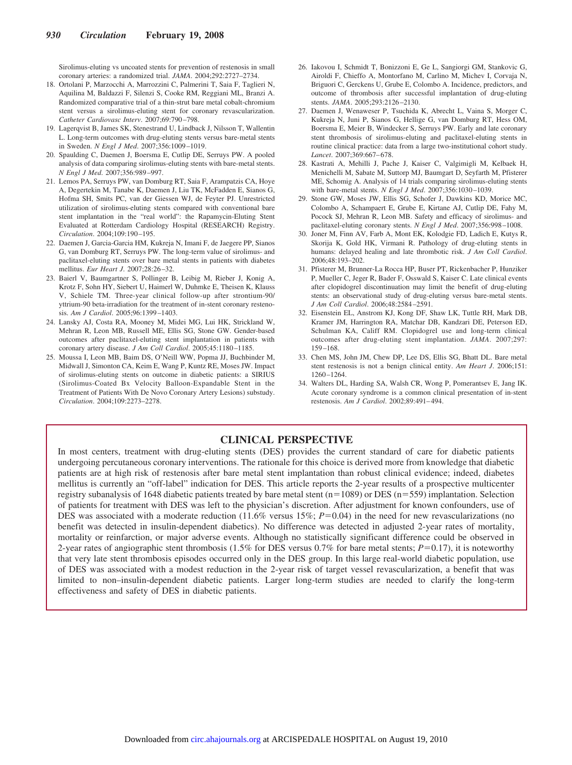Sirolimus-eluting vs uncoated stents for prevention of restenosis in small coronary arteries: a randomized trial. *JAMA*. 2004;292:2727–2734.

18. Ortolani P, Marzocchi A, Marrozzini C, Palmerini T, Saia F, Taglieri N, Aquilina M, Baldazzi F, Silenzi S, Cooke RM, Reggiani ML, Branzi A. Randomized comparative trial of a thin-strut bare metal cobalt-chromium stent versus a sirolimus-eluting stent for coronary revascularization. *Catheter Cardiovasc Interv*. 2007;69:790–798.
19. Lagerqvist B, James SK, Stenestrand U, Lindback J, Nilsson T, Wallentin L. Long-term outcomes with drug-eluting stents versus bare-metal stents in Sweden. *N Engl J Med*. 2007;356:1009–1019.
20. Spaulding C, Daemen J, Boersma E, Cutlip DE, Serruys PW. A pooled analysis of data comparing sirolimus-eluting stents with bare-metal stents. *N Engl J Med*. 2007;356:989–997.
21. Lemos PA, Serruys PW, van Domburg RT, Saia F, Arampatzis CA, Hoye A, Degertekin M, Tanabe K, Daemen J, Liu TK, McFadden E, Sianos G, Hofma SH, Smits PC, van der Giessen WJ, de Feyter PJ. Unrestricted utilization of sirolimus-eluting stents compared with conventional bare stent implantation in the "real world": the Rapamycin-Eluting Stent Evaluated at Rotterdam Cardiology Hospital (RESEARCH) Registry. *Circulation*. 2004;109:190–195.
22. Daemen J, Garcia-Garcia HM, Kukreja N, Imani F, de Jaegere PP, Sianos G, van Domburg RT, Serruys PW. The long-term value of sirolimus- and paclitaxel-eluting stents over bare metal stents in patients with diabetes mellitus. *Eur Heart J*. 2007;28:26–32.
23. Baierl V, Baumgartner S, Pollinger B, Leibig M, Rieber J, Konig A, Krotz F, Sohn HY, Siebert U, Haimerl W, Duhmke E, Theisen K, Klauss V, Schiele TM. Three-year clinical follow-up after strontium-90/yttrium-90 beta-irradiation for the treatment of in-stent coronary restenosis. *Am J Cardiol*. 2005;96:1399–1403.
24. Lansky AJ, Costa RA, Mooney M, Midei MG, Lui HK, Strickland W, Mehran R, Leon MB, Russell ME, Ellis SG, Stone GW. Gender-based outcomes after paclitaxel-eluting stent implantation in patients with coronary artery disease. *J Am Coll Cardiol*. 2005;45:1180–1185.
25. Moussa I, Leon MB, Baim DS, O'Neill WW, Popma JJ, Buchbinder M, Midwall J, Simonton CA, Keim E, Wang P, Kuntz RE, Moses JW. Impact of sirolimus-eluting stents on outcome in diabetic patients: a SIRIUS (Sirolimus-Coated Bx Velocity Balloon-Expandable Stent in the Treatment of Patients With De Novo Coronary Artery Lesions) substudy. *Circulation*. 2004;109:2273–2278.
26. Iakovou I, Schmidt T, Bonizzoni E, Ge L, Sangiorgi GM, Stankovic G, Airoldi F, Chieffo A, Montorfano M, Carlino M, Michev I, Corvaja N, Briguori C, Gerckens U, Grube E, Colombo A. Incidence, predictors, and outcome of thrombosis after successful implantation of drug-eluting stents. *JAMA*. 2005;293:2126–2130.
27. Daemen J, Wenaweser P, Tsuchida K, Abrecht L, Vaina S, Morger C, Kukreja N, Juni P, Sianos G, Hellige G, van Domburg RT, Hess OM, Boersma E, Meier B, Windecker S, Serruys PW. Early and late coronary stent thrombosis of sirolimus-eluting and paclitaxel-eluting stents in routine clinical practice: data from a large two-institutional cohort study. *Lancet*. 2007;369:667–678.
28. Kastrati A, Mehilli J, Pache J, Kaiser C, Valgimigli M, Kelbaek H, Menichelli M, Sabate M, Suttorp MJ, Baumgart D, Seyfarth M, Pfisterer ME, Schomig A. Analysis of 14 trials comparing sirolimus-eluting stents with bare-metal stents. *N Engl J Med*. 2007;356:1030–1039.
29. Stone GW, Moses JW, Ellis SG, Schofer J, Dawkins KD, Morice MC, Colombo A, Schampaert E, Grube E, Kirtane AJ, Cutlip DE, Fahy M, Pocock SJ, Mehran R, Leon MB. Safety and efficacy of sirolimus- and paclitaxel-eluting coronary stents. *N Engl J Med*. 2007;356:998–1008.
30. Joner M, Finn AV, Farb A, Mont EK, Kolodgie FD, Ladich E, Kutys R, Skorija K, Gold HK, Virmani R. Pathology of drug-eluting stents in humans: delayed healing and late thrombotic risk. *J Am Coll Cardiol*. 2006;48:193–202.
31. Pfisterer M, Brunner-La Rocca HP, Buser PT, Rickenbacher P, Hunziker P, Mueller C, Jeger R, Bader F, Osswald S, Kaiser C. Late clinical events after clopidogrel discontinuation may limit the benefit of drug-eluting stents: an observational study of drug-eluting versus bare-metal stents. *J Am Coll Cardiol*. 2006;48:2584–2591.
32. Eisenstein EL, Anstrom KJ, Kong DF, Shaw LK, Tuttle RH, Mark DB, Kramer JM, Harrington RA, Matchar DB, Kandzari DE, Peterson ED, Schulman KA, Califf RM. Clopidogrel use and long-term clinical outcomes after drug-eluting stent implantation. *JAMA*. 2007;297:159–168.
33. Chen MS, John JM, Chew DP, Lee DS, Ellis SG, Bhatt DL. Bare metal stent restenosis is not a benign clinical entity. *Am Heart J*. 2006;151:1260–1264.
34. Walters DL, Harding SA, Walsh CR, Wong P, Pomerantsev E, Jang IK. Acute coronary syndrome is a common clinical presentation of in-stent restenosis. *Am J Cardiol*. 2002;89:491–494.

## CLINICAL PERSPECTIVE

In most centers, treatment with drug-eluting stents (DES) provides the current standard of care for diabetic patients undergoing percutaneous coronary interventions. The rationale for this choice is derived more from knowledge that diabetic patients are at high risk of restenosis after bare metal stent implantation than robust clinical evidence; indeed, diabetes mellitus is currently an "off-label" indication for DES. This article reports the 2-year results of a prospective multicenter registry subanalysis of 1648 diabetic patients treated by bare metal stent ($n=1089$) or DES ($n=559$) implantation. Selection of patients for treatment with DES was left to the physician's discretion. After adjustment for known confounders, use of DES was associated with a moderate reduction (11.6% versus 15%; $P=0.04$) in the need for new revascularizations (no benefit was detected in insulin-dependent diabetics). No difference was detected in adjusted 2-year rates of mortality, mortality or reinfarction, or major adverse events. Although no statistically significant difference could be observed in 2-year rates of angiographic stent thrombosis (1.5% for DES versus 0.7% for bare metal stents; $P=0.17$), it is noteworthy that very late stent thrombosis episodes occurred only in the DES group. In this large real-world diabetic population, use of DES was associated with a modest reduction in the 2-year risk of target vessel revascularization, a benefit that was limited to non–insulin-dependent diabetic patients. Larger long-term studies are needed to clarify the long-term effectiveness and safety of DES in diabetic patients.